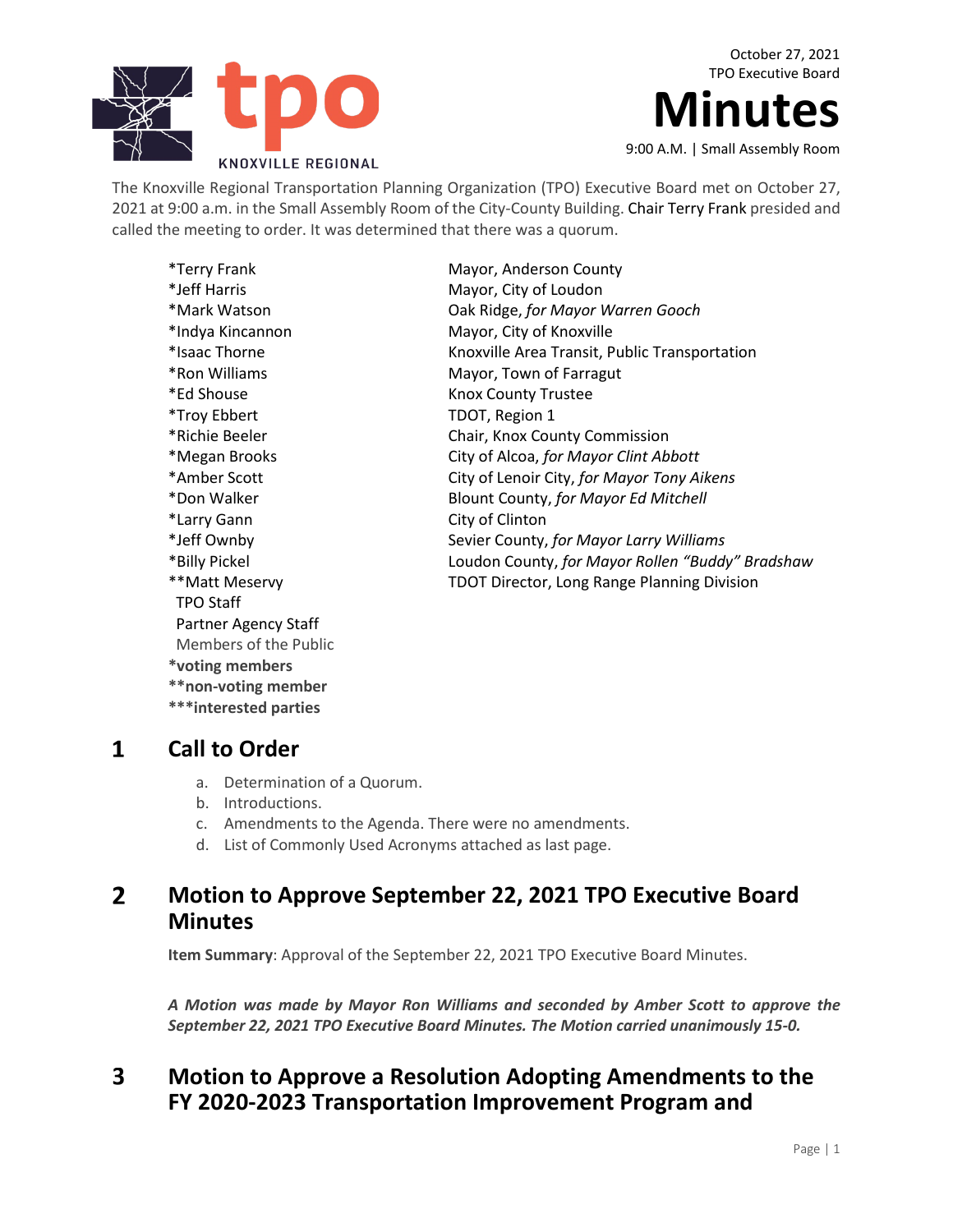October 27, 2021
TPO Executive Board

# Minutes

9:00 A.M. | Small Assembly Room

tpo KNOXVILLE REGIONAL

The Knoxville Regional Transportation Planning Organization (TPO) Executive Board met on October 27, 2021 at 9:00 a.m. in the Small Assembly Room of the City-County Building. Chair Terry Frank presided and called the meeting to order. It was determined that there was a quorum.

| | |
|---|---|
| *Terry Frank | Mayor, Anderson County |
| *Jeff Harris | Mayor, City of Loudon |
| *Mark Watson | Oak Ridge, *for Mayor Warren Gooch* |
| *Indya Kincannon | Mayor, City of Knoxville |
| *Isaac Thorne | Knoxville Area Transit, Public Transportation |
| *Ron Williams | Mayor, Town of Farragut |
| *Ed Shouse | Knox County Trustee |
| *Troy Ebbert | TDOT, Region 1 |
| *Richie Beeler | Chair, Knox County Commission |
| *Megan Brooks | City of Alcoa, *for Mayor Clint Abbott* |
| *Amber Scott | City of Lenoir City, *for Mayor Tony Aikens* |
| *Don Walker | Blount County, *for Mayor Ed Mitchell* |
| *Larry Gann | City of Clinton |
| *Jeff Ownby | Sevier County, *for Mayor Larry Williams* |
| *Billy Pickel | Loudon County, *for Mayor Rollen "Buddy" Bradshaw* |
| **Matt Meservy | TDOT Director, Long Range Planning Division |
| TPO Staff | |
| Partner Agency Staff | |
| Members of the Public | |

**\*voting members**
**\*\*non-voting member**
**\*\*\*interested parties**

## 1 Call to Order

a. Determination of a Quorum.
b. Introductions.
c. Amendments to the Agenda. There were no amendments.
d. List of Commonly Used Acronyms attached as last page.

## 2 Motion to Approve September 22, 2021 TPO Executive Board Minutes

**Item Summary**: Approval of the September 22, 2021 TPO Executive Board Minutes.

***A Motion was made by Mayor Ron Williams and seconded by Amber Scott to approve the September 22, 2021 TPO Executive Board Minutes. The Motion carried unanimously 15-0.***

## 3 Motion to Approve a Resolution Adopting Amendments to the FY 2020-2023 Transportation Improvement Program and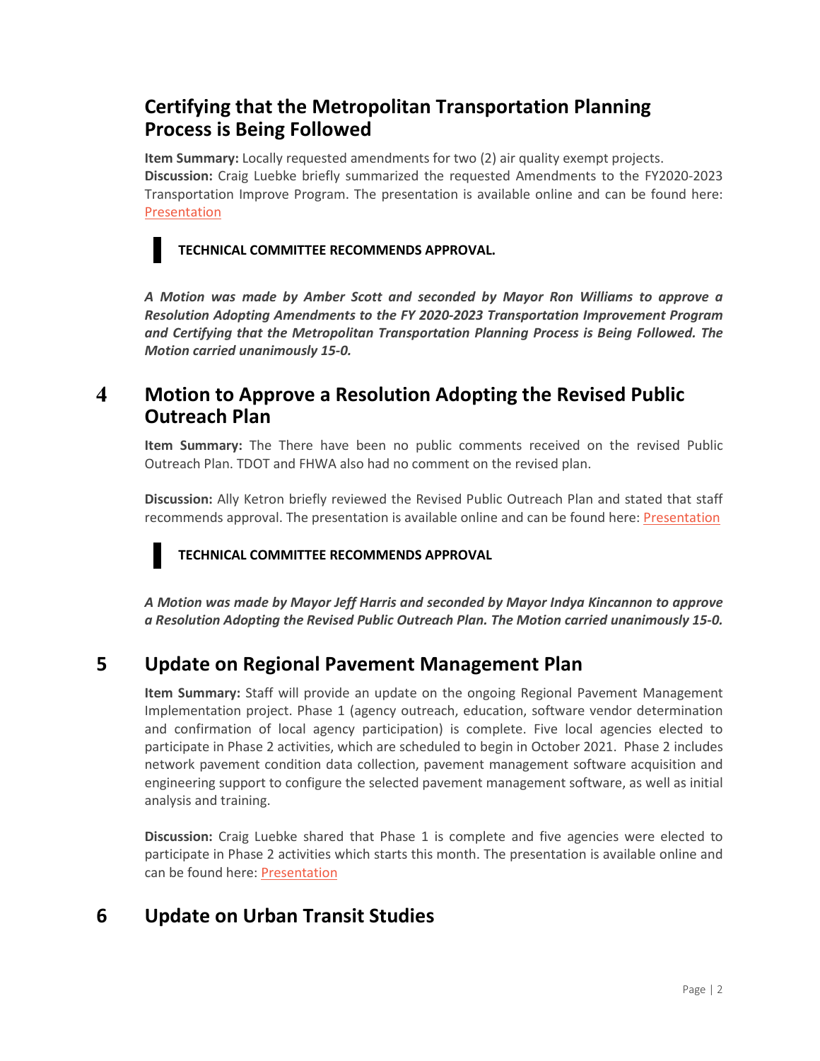## Certifying that the Metropolitan Transportation Planning Process is Being Followed

**Item Summary:** Locally requested amendments for two (2) air quality exempt projects.
**Discussion:** Craig Luebke briefly summarized the requested Amendments to the FY2020-2023 Transportation Improve Program. The presentation is available online and can be found here: Presentation

**TECHNICAL COMMITTEE RECOMMENDS APPROVAL.**

***A Motion was made by Amber Scott and seconded by Mayor Ron Williams to approve a Resolution Adopting Amendments to the FY 2020-2023 Transportation Improvement Program and Certifying that the Metropolitan Transportation Planning Process is Being Followed. The Motion carried unanimously 15-0.***

## 4 Motion to Approve a Resolution Adopting the Revised Public Outreach Plan

**Item Summary:** The There have been no public comments received on the revised Public Outreach Plan. TDOT and FHWA also had no comment on the revised plan.

**Discussion:** Ally Ketron briefly reviewed the Revised Public Outreach Plan and stated that staff recommends approval. The presentation is available online and can be found here: Presentation

**TECHNICAL COMMITTEE RECOMMENDS APPROVAL**

***A Motion was made by Mayor Jeff Harris and seconded by Mayor Indya Kincannon to approve a Resolution Adopting the Revised Public Outreach Plan. The Motion carried unanimously 15-0.***

## 5 Update on Regional Pavement Management Plan

**Item Summary:** Staff will provide an update on the ongoing Regional Pavement Management Implementation project. Phase 1 (agency outreach, education, software vendor determination and confirmation of local agency participation) is complete. Five local agencies elected to participate in Phase 2 activities, which are scheduled to begin in October 2021. Phase 2 includes network pavement condition data collection, pavement management software acquisition and engineering support to configure the selected pavement management software, as well as initial analysis and training.

**Discussion:** Craig Luebke shared that Phase 1 is complete and five agencies were elected to participate in Phase 2 activities which starts this month. The presentation is available online and can be found here: Presentation

## 6 Update on Urban Transit Studies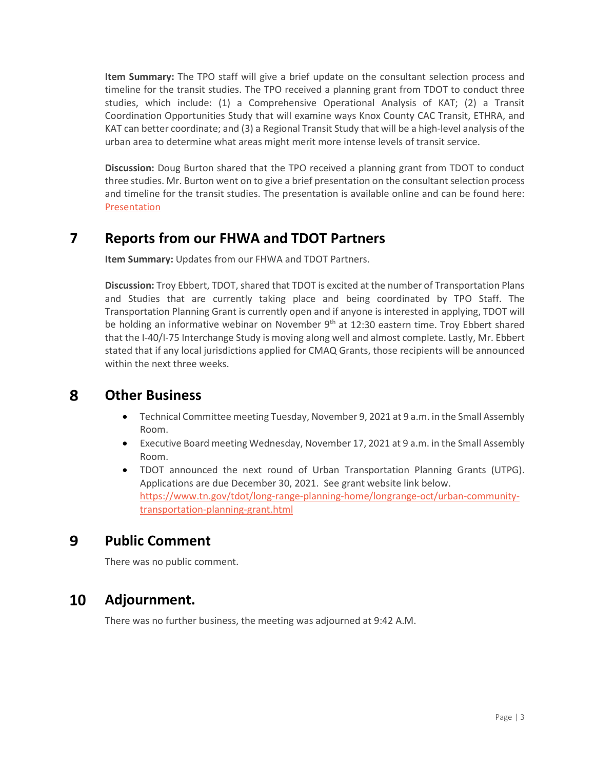**Item Summary:** The TPO staff will give a brief update on the consultant selection process and timeline for the transit studies. The TPO received a planning grant from TDOT to conduct three studies, which include: (1) a Comprehensive Operational Analysis of KAT; (2) a Transit Coordination Opportunities Study that will examine ways Knox County CAC Transit, ETHRA, and KAT can better coordinate; and (3) a Regional Transit Study that will be a high-level analysis of the urban area to determine what areas might merit more intense levels of transit service.

**Discussion:** Doug Burton shared that the TPO received a planning grant from TDOT to conduct three studies. Mr. Burton went on to give a brief presentation on the consultant selection process and timeline for the transit studies. The presentation is available online and can be found here: Presentation

## 7 Reports from our FHWA and TDOT Partners

**Item Summary:** Updates from our FHWA and TDOT Partners.

**Discussion:** Troy Ebbert, TDOT, shared that TDOT is excited at the number of Transportation Plans and Studies that are currently taking place and being coordinated by TPO Staff. The Transportation Planning Grant is currently open and if anyone is interested in applying, TDOT will be holding an informative webinar on November 9th at 12:30 eastern time. Troy Ebbert shared that the I-40/I-75 Interchange Study is moving along well and almost complete. Lastly, Mr. Ebbert stated that if any local jurisdictions applied for CMAQ Grants, those recipients will be announced within the next three weeks.

## 8 Other Business

- Technical Committee meeting Tuesday, November 9, 2021 at 9 a.m. in the Small Assembly Room.
- Executive Board meeting Wednesday, November 17, 2021 at 9 a.m. in the Small Assembly Room.
- TDOT announced the next round of Urban Transportation Planning Grants (UTPG). Applications are due December 30, 2021. See grant website link below.
  https://www.tn.gov/tdot/long-range-planning-home/longrange-oct/urban-community-transportation-planning-grant.html

## 9 Public Comment

There was no public comment.

## 10 Adjournment.

There was no further business, the meeting was adjourned at 9:42 A.M.